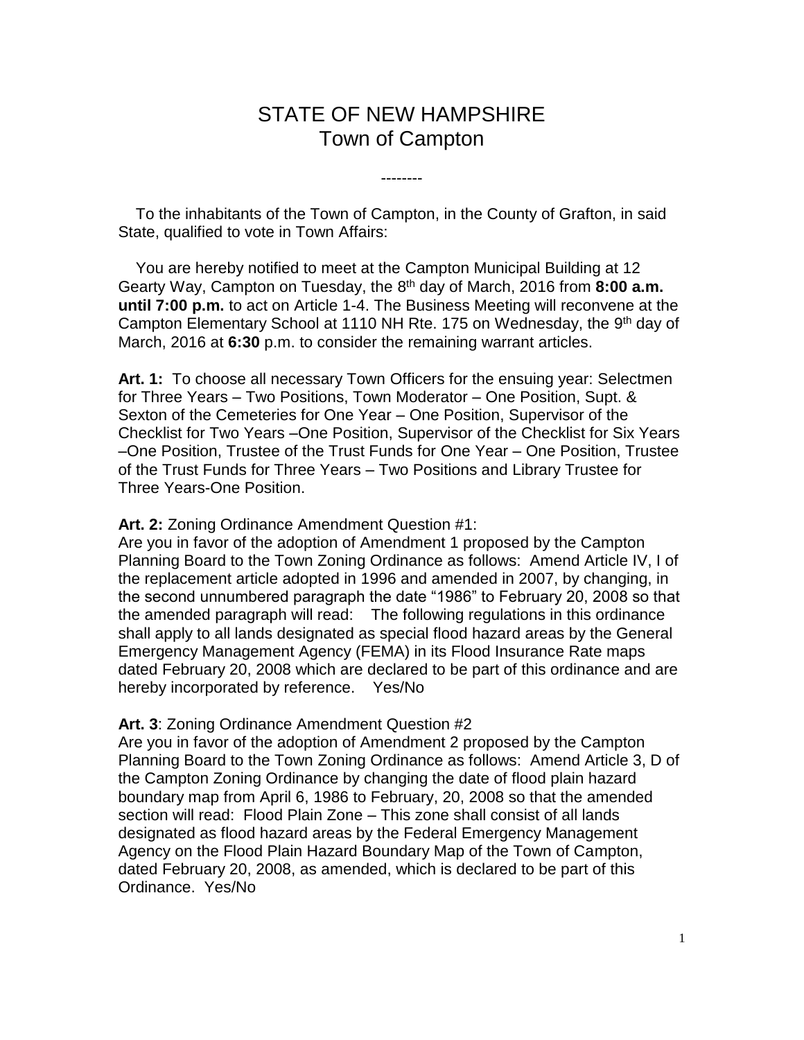# STATE OF NEW HAMPSHIRE
## Town of Campton

--------

To the inhabitants of the Town of Campton, in the County of Grafton, in said State, qualified to vote in Town Affairs:

You are hereby notified to meet at the Campton Municipal Building at 12 Gearty Way, Campton on Tuesday, the 8th day of March, 2016 from **8:00 a.m. until 7:00 p.m.** to act on Article 1-4. The Business Meeting will reconvene at the Campton Elementary School at 1110 NH Rte. 175 on Wednesday, the 9th day of March, 2016 at **6:30** p.m. to consider the remaining warrant articles.

**Art. 1:** To choose all necessary Town Officers for the ensuing year: Selectmen for Three Years – Two Positions, Town Moderator – One Position, Supt. & Sexton of the Cemeteries for One Year – One Position, Supervisor of the Checklist for Two Years –One Position, Supervisor of the Checklist for Six Years –One Position, Trustee of the Trust Funds for One Year – One Position, Trustee of the Trust Funds for Three Years – Two Positions and Library Trustee for Three Years-One Position.

**Art. 2:** Zoning Ordinance Amendment Question #1:
Are you in favor of the adoption of Amendment 1 proposed by the Campton Planning Board to the Town Zoning Ordinance as follows: Amend Article IV, I of the replacement article adopted in 1996 and amended in 2007, by changing, in the second unnumbered paragraph the date "1986" to February 20, 2008 so that the amended paragraph will read: The following regulations in this ordinance shall apply to all lands designated as special flood hazard areas by the General Emergency Management Agency (FEMA) in its Flood Insurance Rate maps dated February 20, 2008 which are declared to be part of this ordinance and are hereby incorporated by reference. Yes/No

**Art. 3**: Zoning Ordinance Amendment Question #2
Are you in favor of the adoption of Amendment 2 proposed by the Campton Planning Board to the Town Zoning Ordinance as follows: Amend Article 3, D of the Campton Zoning Ordinance by changing the date of flood plain hazard boundary map from April 6, 1986 to February, 20, 2008 so that the amended section will read: Flood Plain Zone – This zone shall consist of all lands designated as flood hazard areas by the Federal Emergency Management Agency on the Flood Plain Hazard Boundary Map of the Town of Campton, dated February 20, 2008, as amended, which is declared to be part of this Ordinance. Yes/No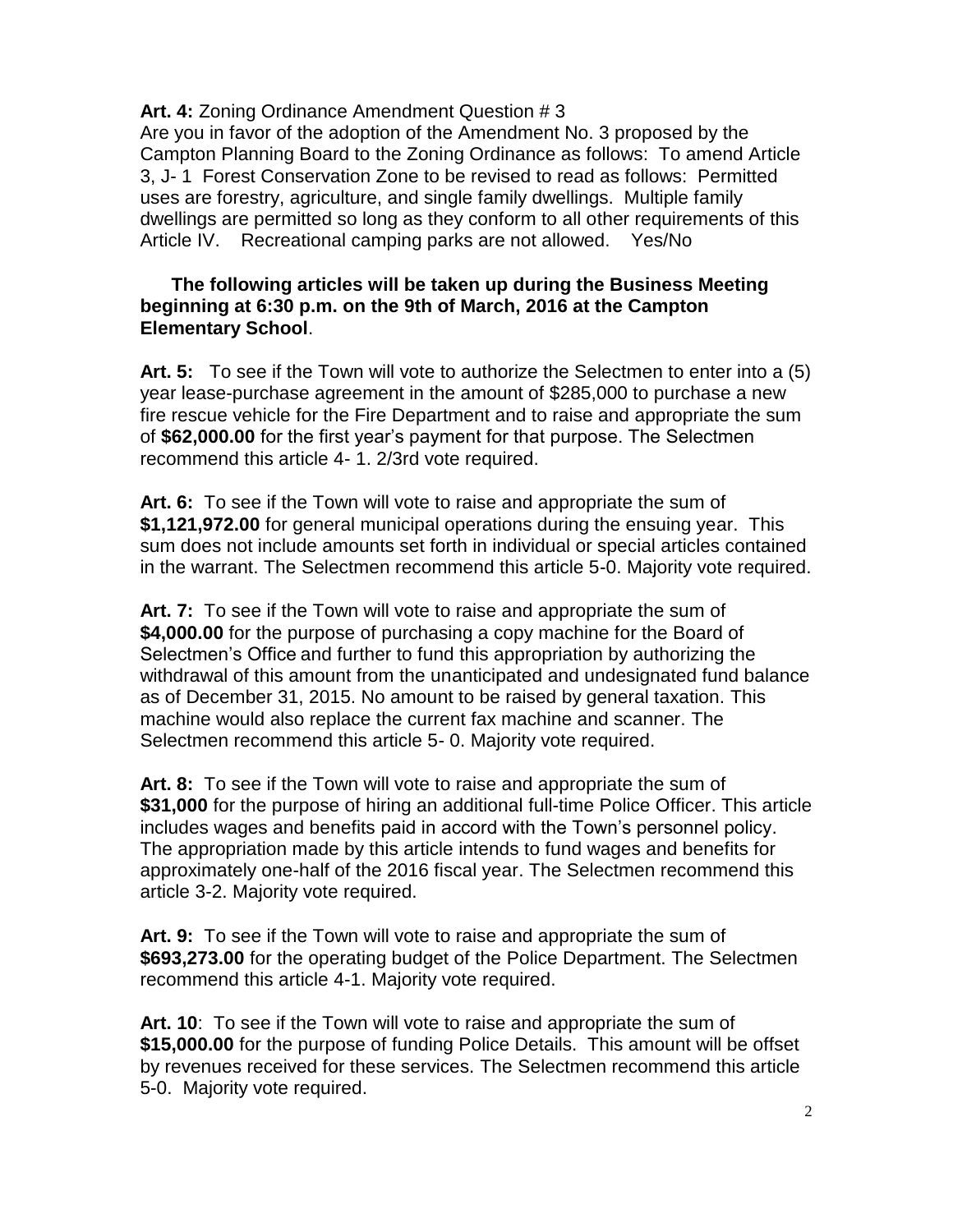**Art. 4:** Zoning Ordinance Amendment Question # 3
Are you in favor of the adoption of the Amendment No. 3 proposed by the Campton Planning Board to the Zoning Ordinance as follows: To amend Article 3, J- 1 Forest Conservation Zone to be revised to read as follows: Permitted uses are forestry, agriculture, and single family dwellings. Multiple family dwellings are permitted so long as they conform to all other requirements of this Article IV. Recreational camping parks are not allowed. Yes/No

**The following articles will be taken up during the Business Meeting beginning at 6:30 p.m. on the 9th of March, 2016 at the Campton Elementary School**.

**Art. 5:** To see if the Town will vote to authorize the Selectmen to enter into a (5) year lease-purchase agreement in the amount of $285,000 to purchase a new fire rescue vehicle for the Fire Department and to raise and appropriate the sum of **$62,000.00** for the first year's payment for that purpose. The Selectmen recommend this article 4- 1. 2/3rd vote required.

**Art. 6:** To see if the Town will vote to raise and appropriate the sum of **$1,121,972.00** for general municipal operations during the ensuing year. This sum does not include amounts set forth in individual or special articles contained in the warrant. The Selectmen recommend this article 5-0. Majority vote required.

**Art. 7:** To see if the Town will vote to raise and appropriate the sum of **$4,000.00** for the purpose of purchasing a copy machine for the Board of Selectmen's Office and further to fund this appropriation by authorizing the withdrawal of this amount from the unanticipated and undesignated fund balance as of December 31, 2015. No amount to be raised by general taxation. This machine would also replace the current fax machine and scanner. The Selectmen recommend this article 5- 0. Majority vote required.

**Art. 8:** To see if the Town will vote to raise and appropriate the sum of **$31,000** for the purpose of hiring an additional full-time Police Officer. This article includes wages and benefits paid in accord with the Town's personnel policy. The appropriation made by this article intends to fund wages and benefits for approximately one-half of the 2016 fiscal year. The Selectmen recommend this article 3-2. Majority vote required.

**Art. 9:** To see if the Town will vote to raise and appropriate the sum of **$693,273.00** for the operating budget of the Police Department. The Selectmen recommend this article 4-1. Majority vote required.

**Art. 10**: To see if the Town will vote to raise and appropriate the sum of **$15,000.00** for the purpose of funding Police Details. This amount will be offset by revenues received for these services. The Selectmen recommend this article 5-0. Majority vote required.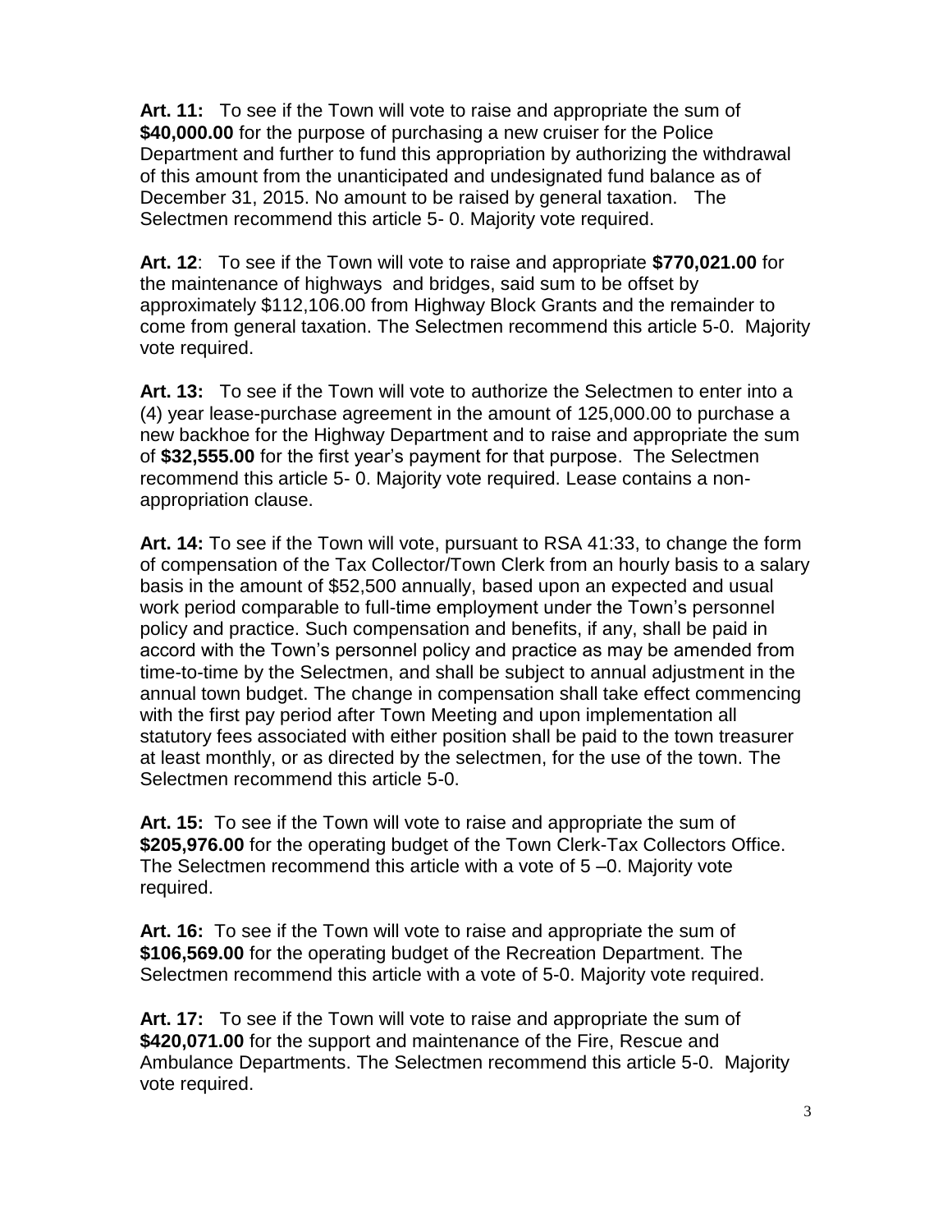**Art. 11:** To see if the Town will vote to raise and appropriate the sum of **$40,000.00** for the purpose of purchasing a new cruiser for the Police Department and further to fund this appropriation by authorizing the withdrawal of this amount from the unanticipated and undesignated fund balance as of December 31, 2015. No amount to be raised by general taxation. The Selectmen recommend this article 5- 0. Majority vote required.

**Art. 12**: To see if the Town will vote to raise and appropriate **$770,021.00** for the maintenance of highways and bridges, said sum to be offset by approximately $112,106.00 from Highway Block Grants and the remainder to come from general taxation. The Selectmen recommend this article 5-0. Majority vote required.

**Art. 13:** To see if the Town will vote to authorize the Selectmen to enter into a (4) year lease-purchase agreement in the amount of 125,000.00 to purchase a new backhoe for the Highway Department and to raise and appropriate the sum of **$32,555.00** for the first year's payment for that purpose. The Selectmen recommend this article 5- 0. Majority vote required. Lease contains a non-appropriation clause.

**Art. 14:** To see if the Town will vote, pursuant to RSA 41:33, to change the form of compensation of the Tax Collector/Town Clerk from an hourly basis to a salary basis in the amount of $52,500 annually, based upon an expected and usual work period comparable to full-time employment under the Town's personnel policy and practice. Such compensation and benefits, if any, shall be paid in accord with the Town's personnel policy and practice as may be amended from time-to-time by the Selectmen, and shall be subject to annual adjustment in the annual town budget. The change in compensation shall take effect commencing with the first pay period after Town Meeting and upon implementation all statutory fees associated with either position shall be paid to the town treasurer at least monthly, or as directed by the selectmen, for the use of the town. The Selectmen recommend this article 5-0.

**Art. 15:** To see if the Town will vote to raise and appropriate the sum of **$205,976.00** for the operating budget of the Town Clerk-Tax Collectors Office. The Selectmen recommend this article with a vote of 5 –0. Majority vote required.

**Art. 16:** To see if the Town will vote to raise and appropriate the sum of **$106,569.00** for the operating budget of the Recreation Department. The Selectmen recommend this article with a vote of 5-0. Majority vote required.

**Art. 17:** To see if the Town will vote to raise and appropriate the sum of **$420,071.00** for the support and maintenance of the Fire, Rescue and Ambulance Departments. The Selectmen recommend this article 5-0. Majority vote required.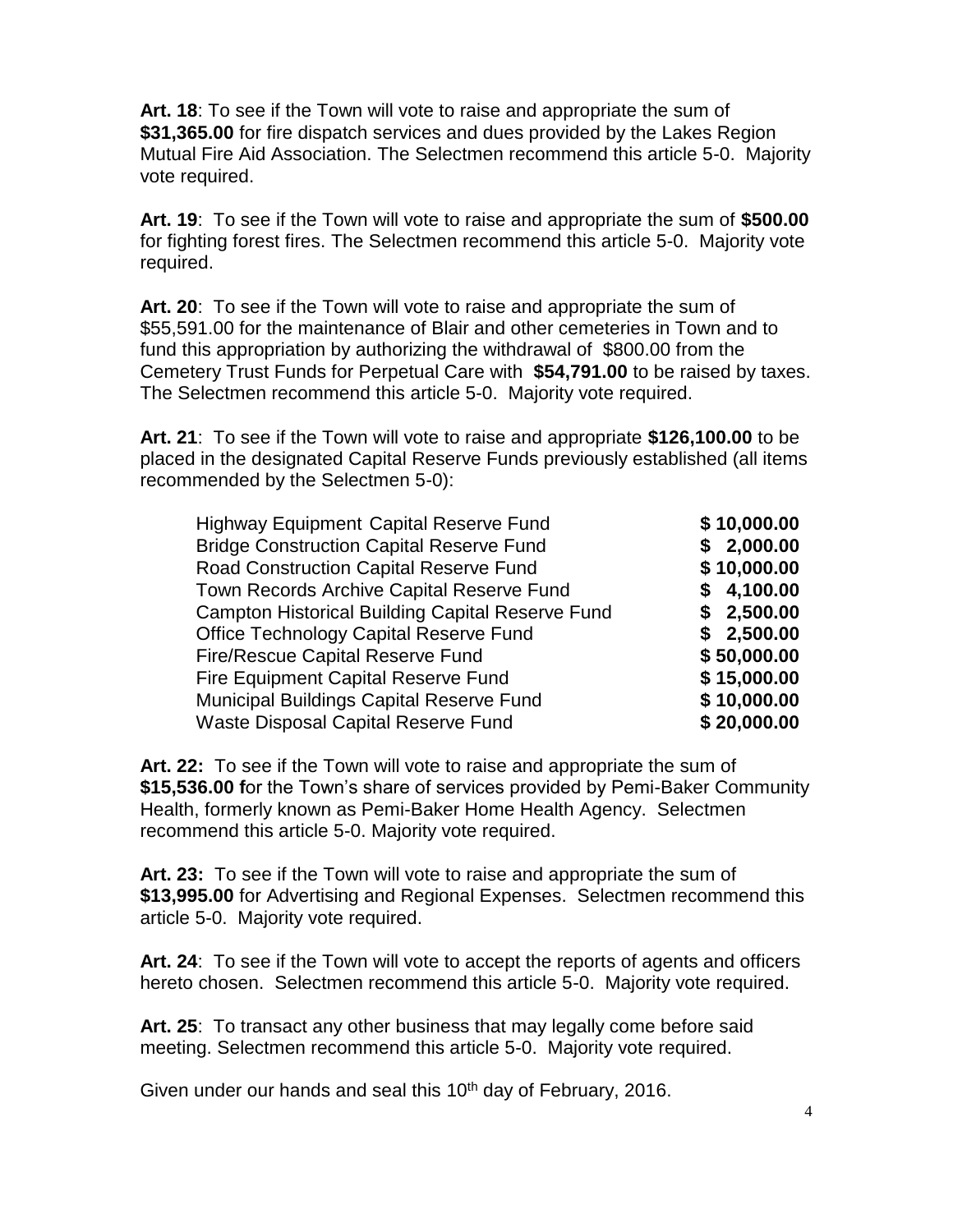**Art. 18**: To see if the Town will vote to raise and appropriate the sum of **$31,365.00** for fire dispatch services and dues provided by the Lakes Region Mutual Fire Aid Association. The Selectmen recommend this article 5-0. Majority vote required.

**Art. 19**: To see if the Town will vote to raise and appropriate the sum of **$500.00** for fighting forest fires. The Selectmen recommend this article 5-0. Majority vote required.

**Art. 20**: To see if the Town will vote to raise and appropriate the sum of $55,591.00 for the maintenance of Blair and other cemeteries in Town and to fund this appropriation by authorizing the withdrawal of $800.00 from the Cemetery Trust Funds for Perpetual Care with **$54,791.00** to be raised by taxes. The Selectmen recommend this article 5-0. Majority vote required.

**Art. 21**: To see if the Town will vote to raise and appropriate **$126,100.00** to be placed in the designated Capital Reserve Funds previously established (all items recommended by the Selectmen 5-0):

| | |
|---|---|
| Highway Equipment Capital Reserve Fund | **$ 10,000.00** |
| Bridge Construction Capital Reserve Fund | **$ 2,000.00** |
| Road Construction Capital Reserve Fund | **$ 10,000.00** |
| Town Records Archive Capital Reserve Fund | **$ 4,100.00** |
| Campton Historical Building Capital Reserve Fund | **$ 2,500.00** |
| Office Technology Capital Reserve Fund | **$ 2,500.00** |
| Fire/Rescue Capital Reserve Fund | **$ 50,000.00** |
| Fire Equipment Capital Reserve Fund | **$ 15,000.00** |
| Municipal Buildings Capital Reserve Fund | **$ 10,000.00** |
| Waste Disposal Capital Reserve Fund | **$ 20,000.00** |

**Art. 22:** To see if the Town will vote to raise and appropriate the sum of **$15,536.00 f**or the Town's share of services provided by Pemi-Baker Community Health, formerly known as Pemi-Baker Home Health Agency. Selectmen recommend this article 5-0. Majority vote required.

**Art. 23:** To see if the Town will vote to raise and appropriate the sum of **$13,995.00** for Advertising and Regional Expenses. Selectmen recommend this article 5-0. Majority vote required.

**Art. 24**: To see if the Town will vote to accept the reports of agents and officers hereto chosen. Selectmen recommend this article 5-0. Majority vote required.

**Art. 25**: To transact any other business that may legally come before said meeting. Selectmen recommend this article 5-0. Majority vote required.

Given under our hands and seal this 10th day of February, 2016.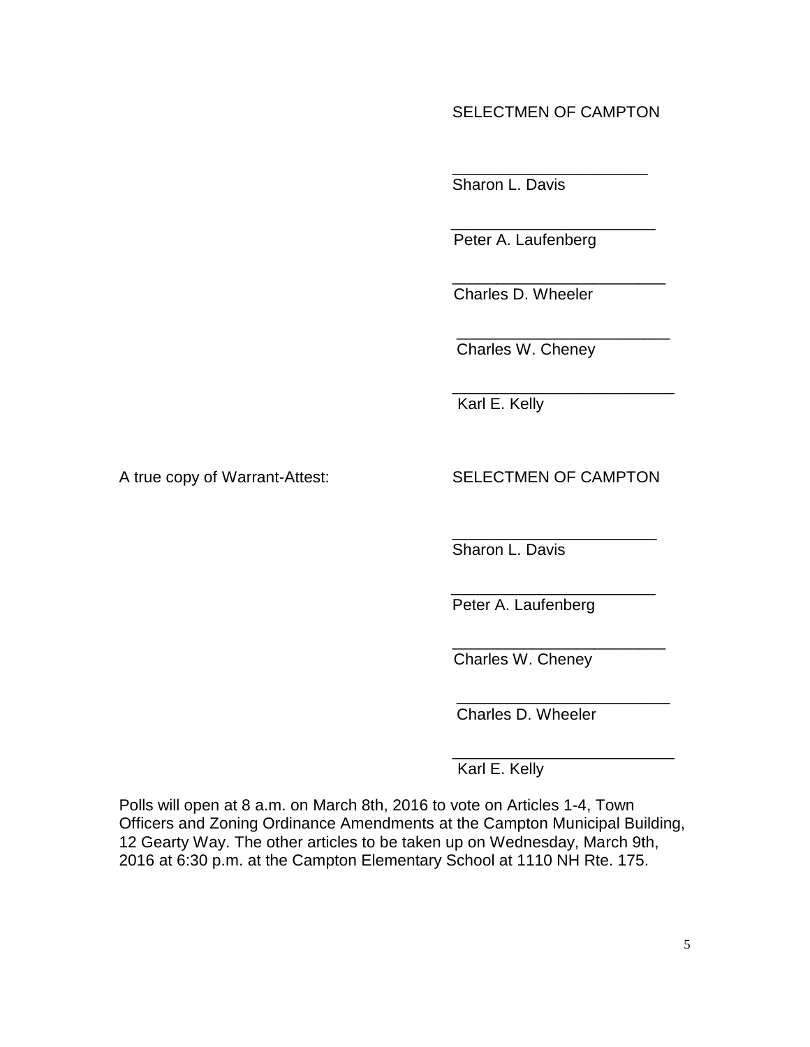SELECTMEN OF CAMPTON

______________________
Sharon L. Davis

______________________
Peter A. Laufenberg

______________________
Charles D. Wheeler

______________________
Charles W. Cheney

______________________
Karl E. Kelly

A true copy of Warrant-Attest: SELECTMEN OF CAMPTON

______________________
Sharon L. Davis

______________________
Peter A. Laufenberg

______________________
Charles W. Cheney

______________________
Charles D. Wheeler

______________________
Karl E. Kelly

Polls will open at 8 a.m. on March 8th, 2016 to vote on Articles 1-4, Town Officers and Zoning Ordinance Amendments at the Campton Municipal Building, 12 Gearty Way. The other articles to be taken up on Wednesday, March 9th, 2016 at 6:30 p.m. at the Campton Elementary School at 1110 NH Rte. 175.